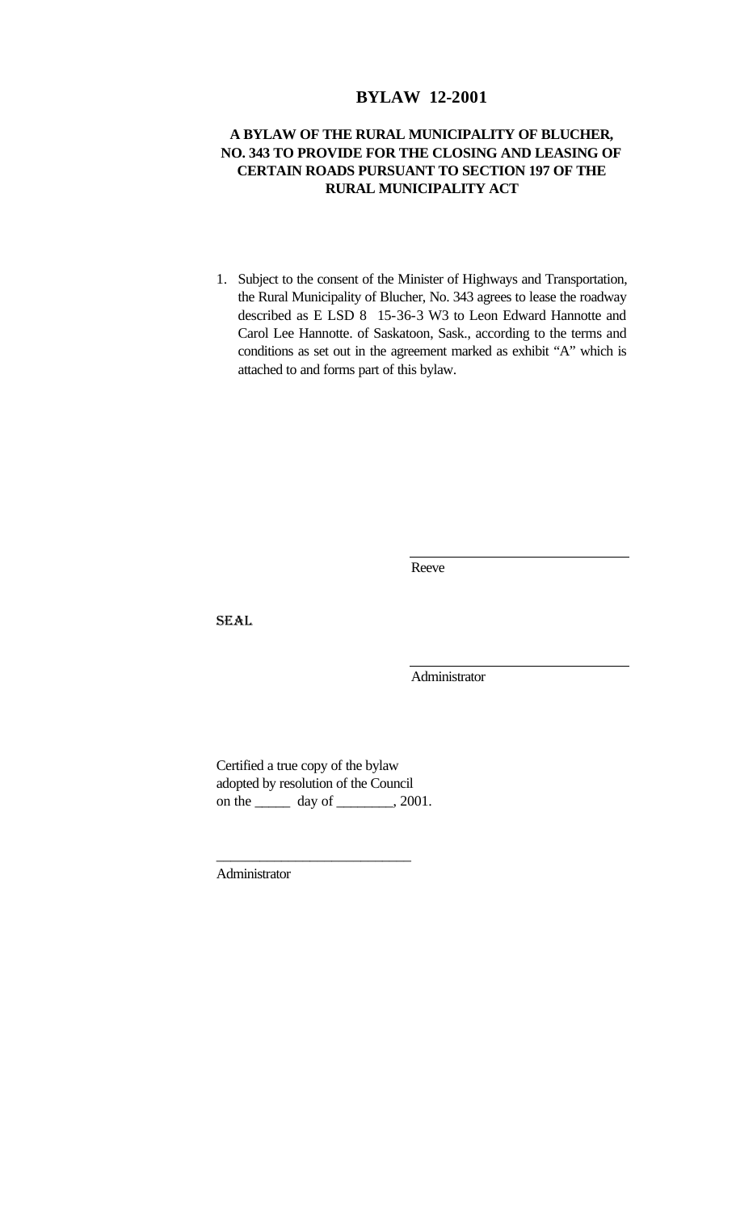# BYLAW 12-2001

## A BYLAW OF THE RURAL MUNICIPALITY OF BLUCHER, NO. 343 TO PROVIDE FOR THE CLOSING AND LEASING OF CERTAIN ROADS PURSUANT TO SECTION 197 OF THE RURAL MUNICIPALITY ACT

1. Subject to the consent of the Minister of Highways and Transportation, the Rural Municipality of Blucher, No. 343 agrees to lease the roadway described as E LSD 8 15-36-3 W3 to Leon Edward Hannotte and Carol Lee Hannotte. of Saskatoon, Sask., according to the terms and conditions as set out in the agreement marked as exhibit "A" which is attached to and forms part of this bylaw.

\_\_\_\_\_\_\_\_\_\_\_\_\_\_\_\_\_\_\_\_\_\_\_\_\_\_\_\_

Reeve

SEAL

\_\_\_\_\_\_\_\_\_\_\_\_\_\_\_\_\_\_\_\_\_\_\_\_\_\_\_\_

Administrator

Certified a true copy of the bylaw
adopted by resolution of the Council
on the \_\_\_\_\_ day of \_\_\_\_\_\_\_\_, 2001.

\_\_\_\_\_\_\_\_\_\_\_\_\_\_\_\_\_\_\_\_\_\_\_\_\_\_\_\_

Administrator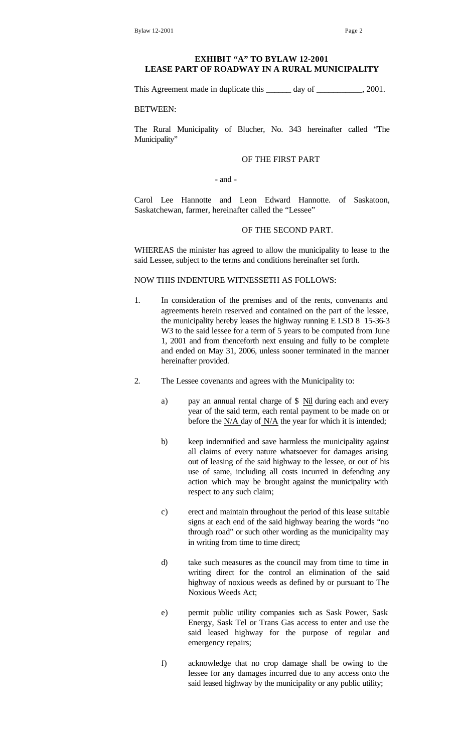**EXHIBIT "A" TO BYLAW 12-2001**
**LEASE PART OF ROADWAY IN A RURAL MUNICIPALITY**

This Agreement made in duplicate this ______ day of ___________, 2001.

BETWEEN:

The Rural Municipality of Blucher, No. 343 hereinafter called "The Municipality"

OF THE FIRST PART

\- and -

Carol Lee Hannotte and Leon Edward Hannotte. of Saskatoon, Saskatchewan, farmer, hereinafter called the "Lessee"

OF THE SECOND PART.

WHEREAS the minister has agreed to allow the municipality to lease to the said Lessee, subject to the terms and conditions hereinafter set forth.

NOW THIS INDENTURE WITNESSETH AS FOLLOWS:

1. In consideration of the premises and of the rents, convenants and agreements herein reserved and contained on the part of the lessee, the municipality hereby leases the highway running E LSD 8 15-36-3 W3 to the said lessee for a term of 5 years to be computed from June 1, 2001 and from thenceforth next ensuing and fully to be complete and ended on May 31, 2006, unless sooner terminated in the manner hereinafter provided.

2. The Lessee covenants and agrees with the Municipality to:

   a) pay an annual rental charge of $ Nil during each and every year of the said term, each rental payment to be made on or before the N/A day of N/A the year for which it is intended;

   b) keep indemnified and save harmless the municipality against all claims of every nature whatsoever for damages arising out of leasing of the said highway to the lessee, or out of his use of same, including all costs incurred in defending any action which may be brought against the municipality with respect to any such claim;

   c) erect and maintain throughout the period of this lease suitable signs at each end of the said highway bearing the words "no through road" or such other wording as the municipality may in writing from time to time direct;

   d) take such measures as the council may from time to time in writing direct for the control an elimination of the said highway of noxious weeds as defined by or pursuant to The Noxious Weeds Act;

   e) permit public utility companies such as Sask Power, Sask Energy, Sask Tel or Trans Gas access to enter and use the said leased highway for the purpose of regular and emergency repairs;

   f) acknowledge that no crop damage shall be owing to the lessee for any damages incurred due to any access onto the said leased highway by the municipality or any public utility;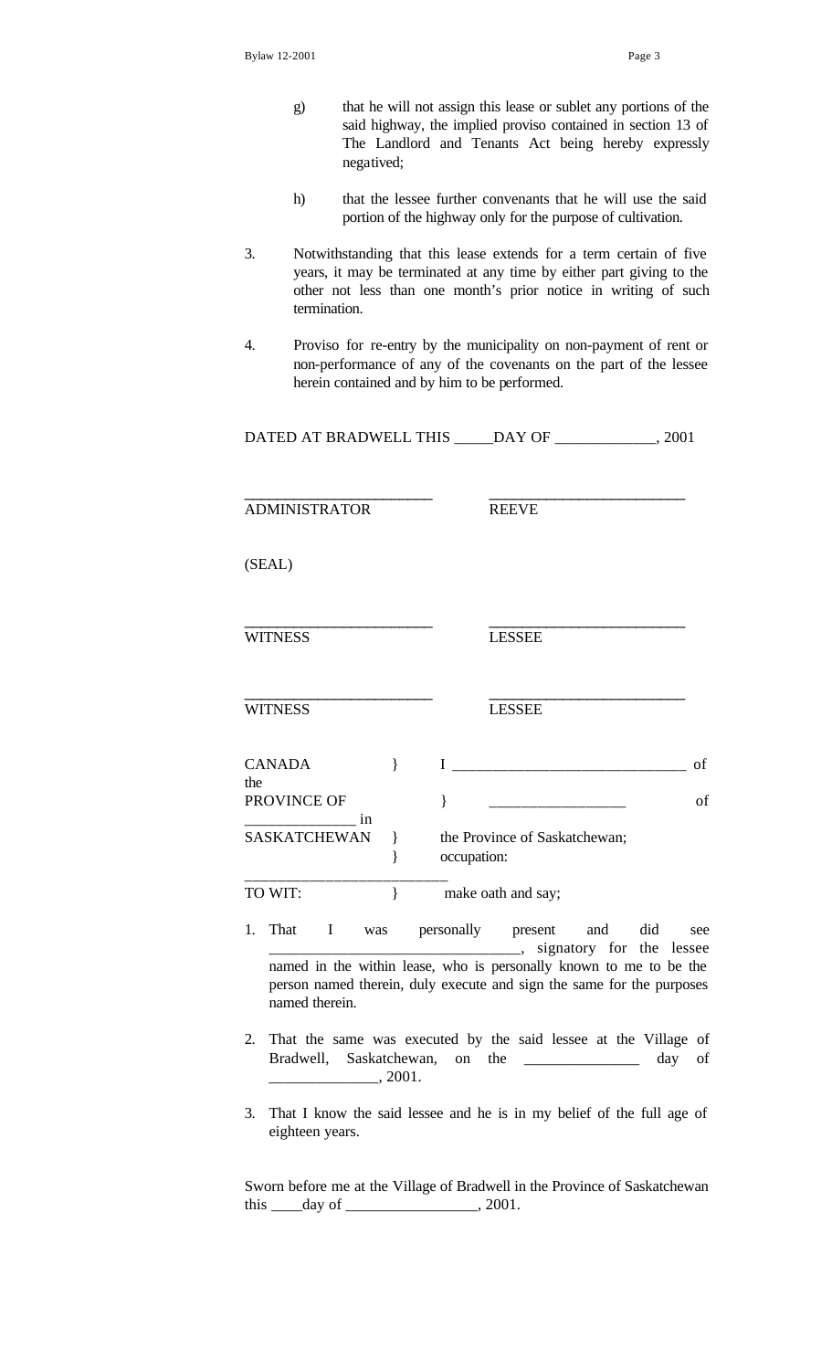g) that he will not assign this lease or sublet any portions of the said highway, the implied proviso contained in section 13 of The Landlord and Tenants Act being hereby expressly negatived;

h) that the lessee further convenants that he will use the said portion of the highway only for the purpose of cultivation.

3. Notwithstanding that this lease extends for a term certain of five years, it may be terminated at any time by either part giving to the other not less than one month's prior notice in writing of such termination.

4. Proviso for re-entry by the municipality on non-payment of rent or non-performance of any of the covenants on the part of the lessee herein contained and by him to be performed.

DATED AT BRADWELL THIS _____DAY OF _____________, 2001

________________________ ________________________
ADMINISTRATOR REEVE

(SEAL)

________________________ ________________________
WITNESS LESSEE

________________________ ________________________
WITNESS LESSEE

CANADA } I ______________________________ of the
PROVINCE OF } _________________ of ______________ in
SASKATCHEWAN } the Province of Saskatchewan;
} occupation: __________________________
TO WIT: } make oath and say;

1. That I was personally present and did see ________________________________, signatory for the lessee named in the within lease, who is personally known to me to be the person named therein, duly execute and sign the same for the purposes named therein.

2. That the same was executed by the said lessee at the Village of Bradwell, Saskatchewan, on the _______________ day of ______________, 2001.

3. That I know the said lessee and he is in my belief of the full age of eighteen years.

Sworn before me at the Village of Bradwell in the Province of Saskatchewan this ____day of _________________, 2001.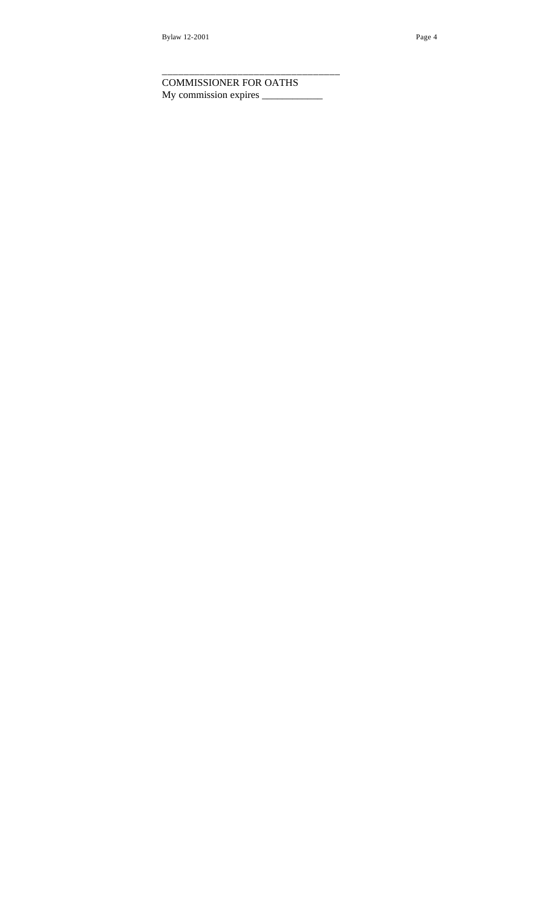\_\_\_\_\_\_\_\_\_\_\_\_\_\_\_\_\_\_\_\_\_\_\_\_\_\_\_\_\_\_\_\_\_\_
COMMISSIONER FOR OATHS
My commission expires \_\_\_\_\_\_\_\_\_\_\_\_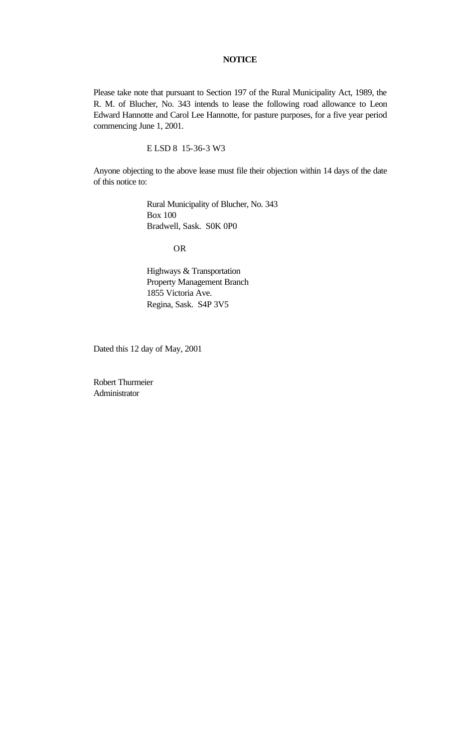**NOTICE**

Please take note that pursuant to Section 197 of the Rural Municipality Act, 1989, the R. M. of Blucher, No. 343 intends to lease the following road allowance to Leon Edward Hannotte and Carol Lee Hannotte, for pasture purposes, for a five year period commencing June 1, 2001.

E LSD 8 15-36-3 W3

Anyone objecting to the above lease must file their objection within 14 days of the date of this notice to:

Rural Municipality of Blucher, No. 343
Box 100
Bradwell, Sask. S0K 0P0

OR

Highways & Transportation
Property Management Branch
1855 Victoria Ave.
Regina, Sask. S4P 3V5

Dated this 12 day of May, 2001

Robert Thurmeier
Administrator